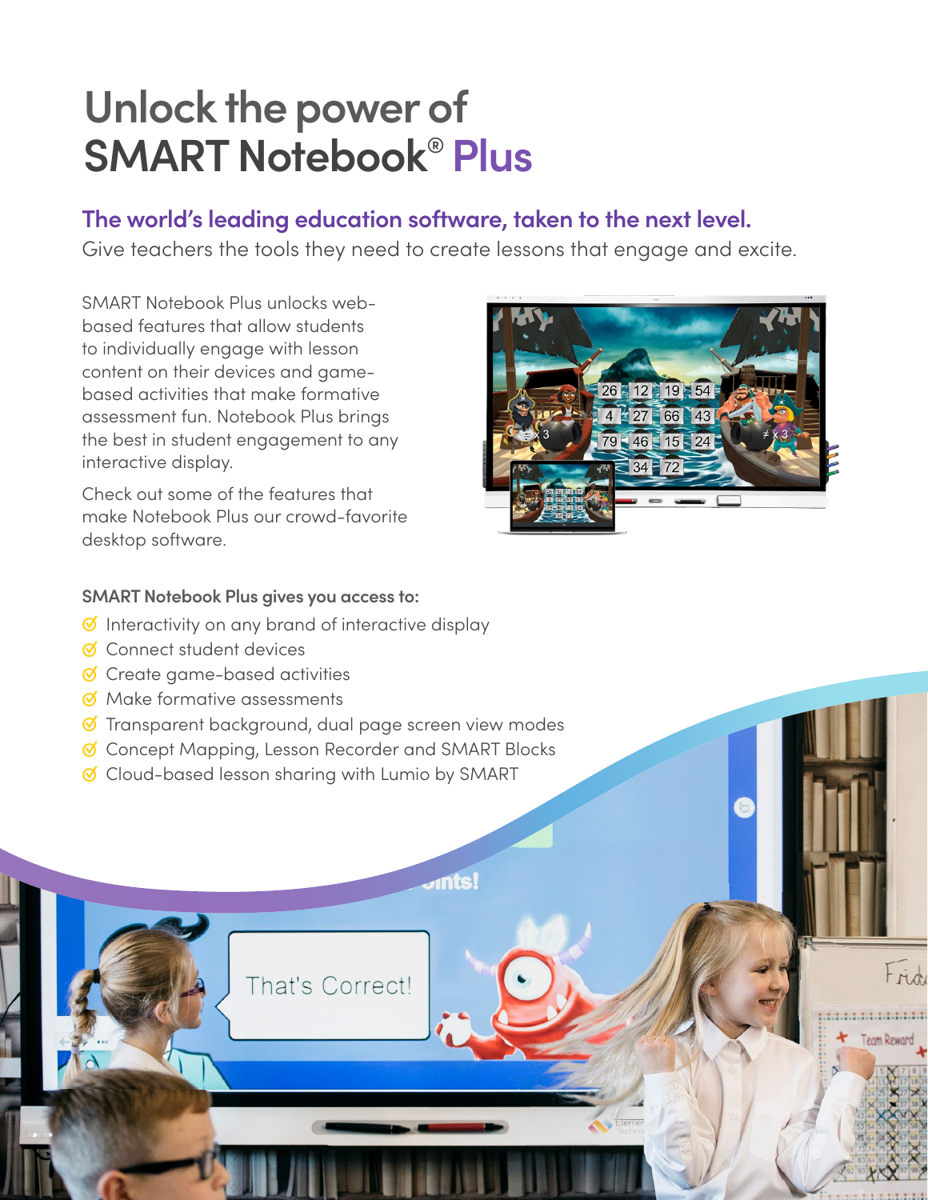# Unlock the power of SMART Notebook® Plus

## The world's leading education software, taken to the next level.

Give teachers the tools they need to create lessons that engage and excite.

SMART Notebook Plus unlocks web-based features that allow students to individually engage with lesson content on their devices and game-based activities that make formative assessment fun. Notebook Plus brings the best in student engagement to any interactive display.

Check out some of the features that make Notebook Plus our crowd-favorite desktop software.

**SMART Notebook Plus gives you access to:**

- Interactivity on any brand of interactive display
- Connect student devices
- Create game-based activities
- Make formative assessments
- Transparent background, dual page screen view modes
- Concept Mapping, Lesson Recorder and SMART Blocks
- Cloud-based lesson sharing with Lumio by SMART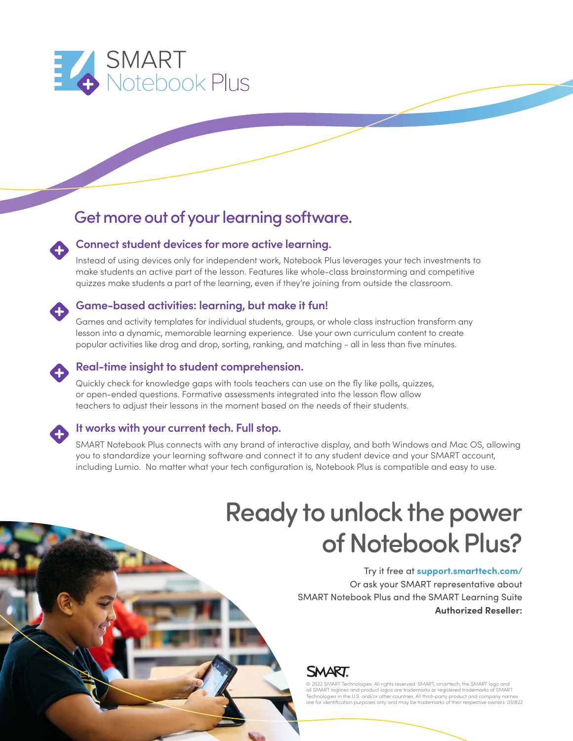# SMART Notebook Plus

## Get more out of your learning software.

### Connect student devices for more active learning.

Instead of using devices only for independent work, Notebook Plus leverages your tech investments to make students an active part of the lesson. Features like whole-class brainstorming and competitive quizzes make students a part of the learning, even if they're joining from outside the classroom.

### Game-based activities: learning, but make it fun!

Games and activity templates for individual students, groups, or whole class instruction transform any lesson into a dynamic, memorable learning experience. Use your own curriculum content to create popular activities like drag and drop, sorting, ranking, and matching - all in less than five minutes.

### Real-time insight to student comprehension.

Quickly check for knowledge gaps with tools teachers can use on the fly like polls, quizzes, or open-ended questions. Formative assessments integrated into the lesson flow allow teachers to adjust their lessons in the moment based on the needs of their students.

### It works with your current tech. Full stop.

SMART Notebook Plus connects with any brand of interactive display, and both Windows and Mac OS, allowing you to standardize your learning software and connect it to any student device and your SMART account, including Lumio. No matter what your tech configuration is, Notebook Plus is compatible and easy to use.

## Ready to unlock the power of Notebook Plus?

Try it free at **support.smarttech.com/**
Or ask your SMART representative about
SMART Notebook Plus and the SMART Learning Suite
**Authorized Reseller:**

SMART

© 2022 SMART Technologies. All rights reserved. SMART, smarttech, the SMART logo and all SMART taglines and product logos are trademarks or registered trademarks of SMART Technologies in the U.S. and/or other countries. All third-party product and company names are for identification purposes only and may be trademarks of their respective owners. 051822